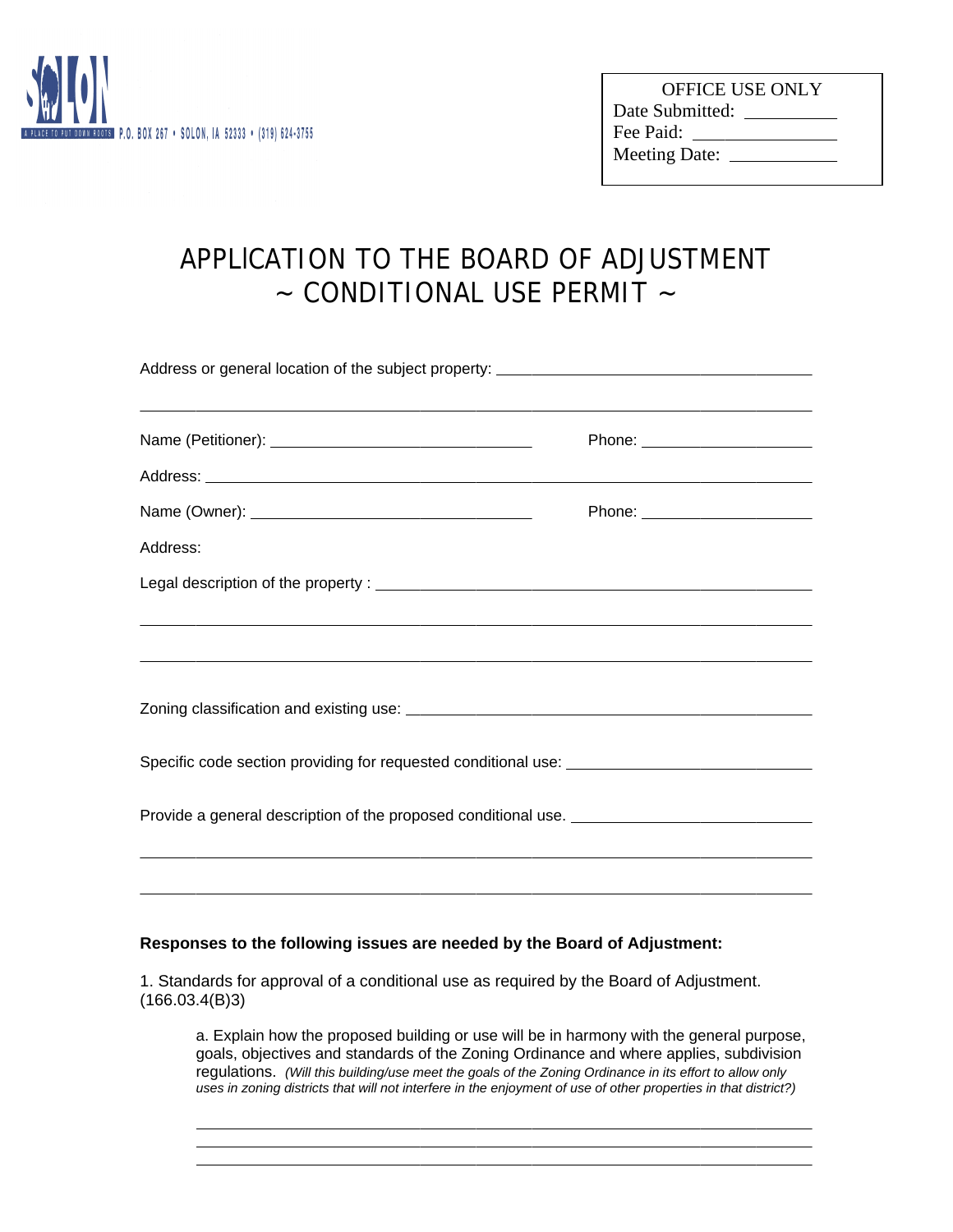P.O. BOX 267 • SOLON, IA 52333 • (319) 624-3755

OFFICE USE ONLY
Date Submitted: __________
Fee Paid: ______________
Meeting Date: ___________

# APPLICATION TO THE BOARD OF ADJUSTMENT
## ~ CONDITIONAL USE PERMIT ~

Address or general location of the subject property: ____________________________________

______________________________________________________________________________

Name (Petitioner): ______________________________ Phone: ____________________

Address: _______________________________________________________________________

Name (Owner): ________________________________ Phone: ____________________

Address:

Legal description of the property : _____________________________________________

______________________________________________________________________________

______________________________________________________________________________

Zoning classification and existing use: ___________________________________________

Specific code section providing for requested conditional use: ___________________________

Provide a general description of the proposed conditional use. ___________________________

______________________________________________________________________________

______________________________________________________________________________

**Responses to the following issues are needed by the Board of Adjustment:**

1. Standards for approval of a conditional use as required by the Board of Adjustment. (166.03.4(B)3)

a. Explain how the proposed building or use will be in harmony with the general purpose, goals, objectives and standards of the Zoning Ordinance and where applies, subdivision regulations. *(Will this building/use meet the goals of the Zoning Ordinance in its effort to allow only uses in zoning districts that will not interfere in the enjoyment of use of other properties in that district?)*

______________________________________________________________________________

______________________________________________________________________________

______________________________________________________________________________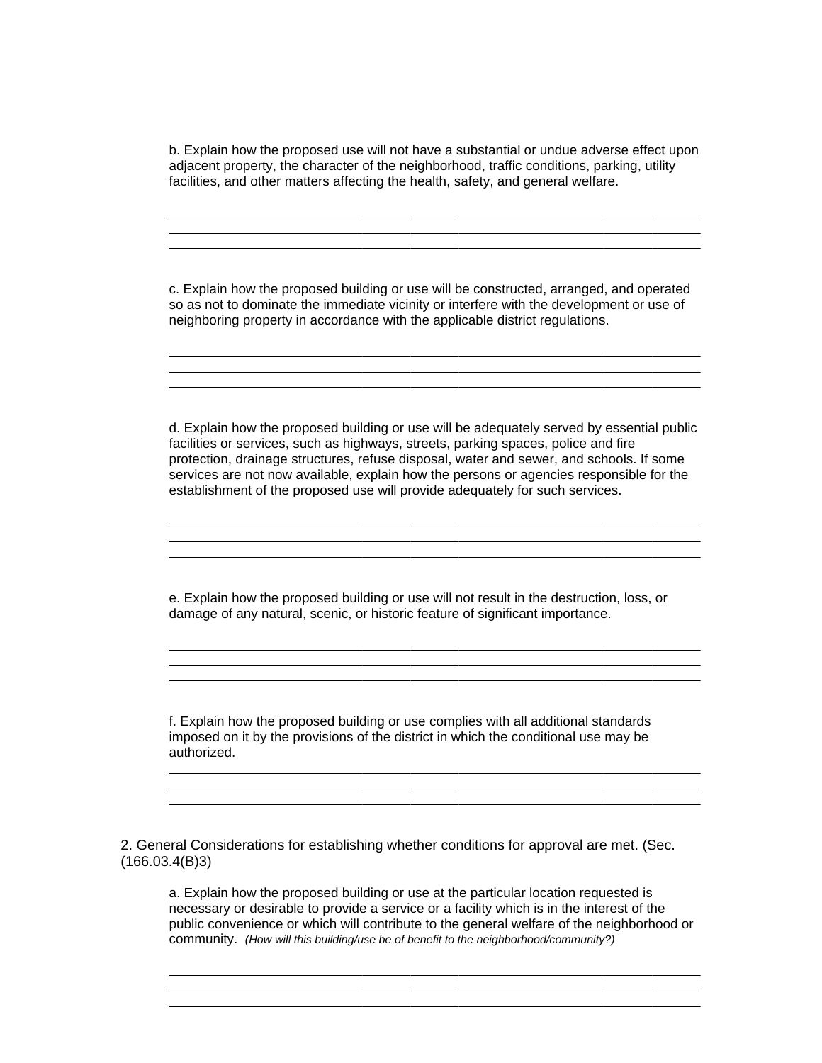b. Explain how the proposed use will not have a substantial or undue adverse effect upon adjacent property, the character of the neighborhood, traffic conditions, parking, utility facilities, and other matters affecting the health, safety, and general welfare.

_________________________________________________________________________
_________________________________________________________________________
_________________________________________________________________________

c. Explain how the proposed building or use will be constructed, arranged, and operated so as not to dominate the immediate vicinity or interfere with the development or use of neighboring property in accordance with the applicable district regulations.

_________________________________________________________________________
_________________________________________________________________________
_________________________________________________________________________

d. Explain how the proposed building or use will be adequately served by essential public facilities or services, such as highways, streets, parking spaces, police and fire protection, drainage structures, refuse disposal, water and sewer, and schools. If some services are not now available, explain how the persons or agencies responsible for the establishment of the proposed use will provide adequately for such services.

_________________________________________________________________________
_________________________________________________________________________
_________________________________________________________________________

e. Explain how the proposed building or use will not result in the destruction, loss, or damage of any natural, scenic, or historic feature of significant importance.

_________________________________________________________________________
_________________________________________________________________________
_________________________________________________________________________

f. Explain how the proposed building or use complies with all additional standards imposed on it by the provisions of the district in which the conditional use may be authorized.

_________________________________________________________________________
_________________________________________________________________________
_________________________________________________________________________

2. General Considerations for establishing whether conditions for approval are met. (Sec. (166.03.4(B)3)

a. Explain how the proposed building or use at the particular location requested is necessary or desirable to provide a service or a facility which is in the interest of the public convenience or which will contribute to the general welfare of the neighborhood or community. *(How will this building/use be of benefit to the neighborhood/community?)*

_________________________________________________________________________
_________________________________________________________________________
_________________________________________________________________________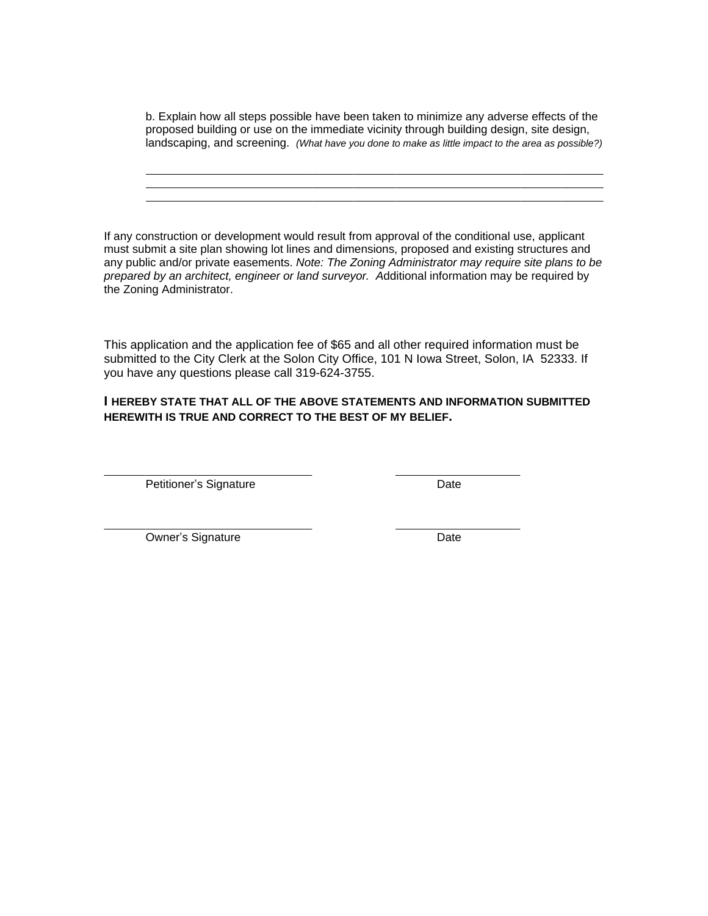b. Explain how all steps possible have been taken to minimize any adverse effects of the proposed building or use on the immediate vicinity through building design, site design, landscaping, and screening. *(What have you done to make as little impact to the area as possible?)*

\_\_\_\_\_\_\_\_\_\_\_\_\_\_\_\_\_\_\_\_\_\_\_\_\_\_\_\_\_\_\_\_\_\_\_\_\_\_\_\_\_\_\_\_\_\_\_\_\_\_\_\_\_\_\_\_\_\_\_\_\_\_\_\_\_\_\_\_\_\_

\_\_\_\_\_\_\_\_\_\_\_\_\_\_\_\_\_\_\_\_\_\_\_\_\_\_\_\_\_\_\_\_\_\_\_\_\_\_\_\_\_\_\_\_\_\_\_\_\_\_\_\_\_\_\_\_\_\_\_\_\_\_\_\_\_\_\_\_\_\_

\_\_\_\_\_\_\_\_\_\_\_\_\_\_\_\_\_\_\_\_\_\_\_\_\_\_\_\_\_\_\_\_\_\_\_\_\_\_\_\_\_\_\_\_\_\_\_\_\_\_\_\_\_\_\_\_\_\_\_\_\_\_\_\_\_\_\_\_\_\_

If any construction or development would result from approval of the conditional use, applicant must submit a site plan showing lot lines and dimensions, proposed and existing structures and any public and/or private easements. *Note: The Zoning Administrator may require site plans to be prepared by an architect, engineer or land surveyor. A*dditional information may be required by the Zoning Administrator.

This application and the application fee of $65 and all other required information must be submitted to the City Clerk at the Solon City Office, 101 N Iowa Street, Solon, IA 52333. If you have any questions please call 319-624-3755.

**I HEREBY STATE THAT ALL OF THE ABOVE STATEMENTS AND INFORMATION SUBMITTED HEREWITH IS TRUE AND CORRECT TO THE BEST OF MY BELIEF.**

\_\_\_\_\_\_\_\_\_\_\_\_\_\_\_\_\_\_\_\_\_\_\_\_\_\_\_\_\_\_\_\_ \_\_\_\_\_\_\_\_\_\_\_\_\_\_\_\_\_\_\_\_

Petitioner's Signature Date

\_\_\_\_\_\_\_\_\_\_\_\_\_\_\_\_\_\_\_\_\_\_\_\_\_\_\_\_\_\_\_\_ \_\_\_\_\_\_\_\_\_\_\_\_\_\_\_\_\_\_\_\_

Owner's Signature Date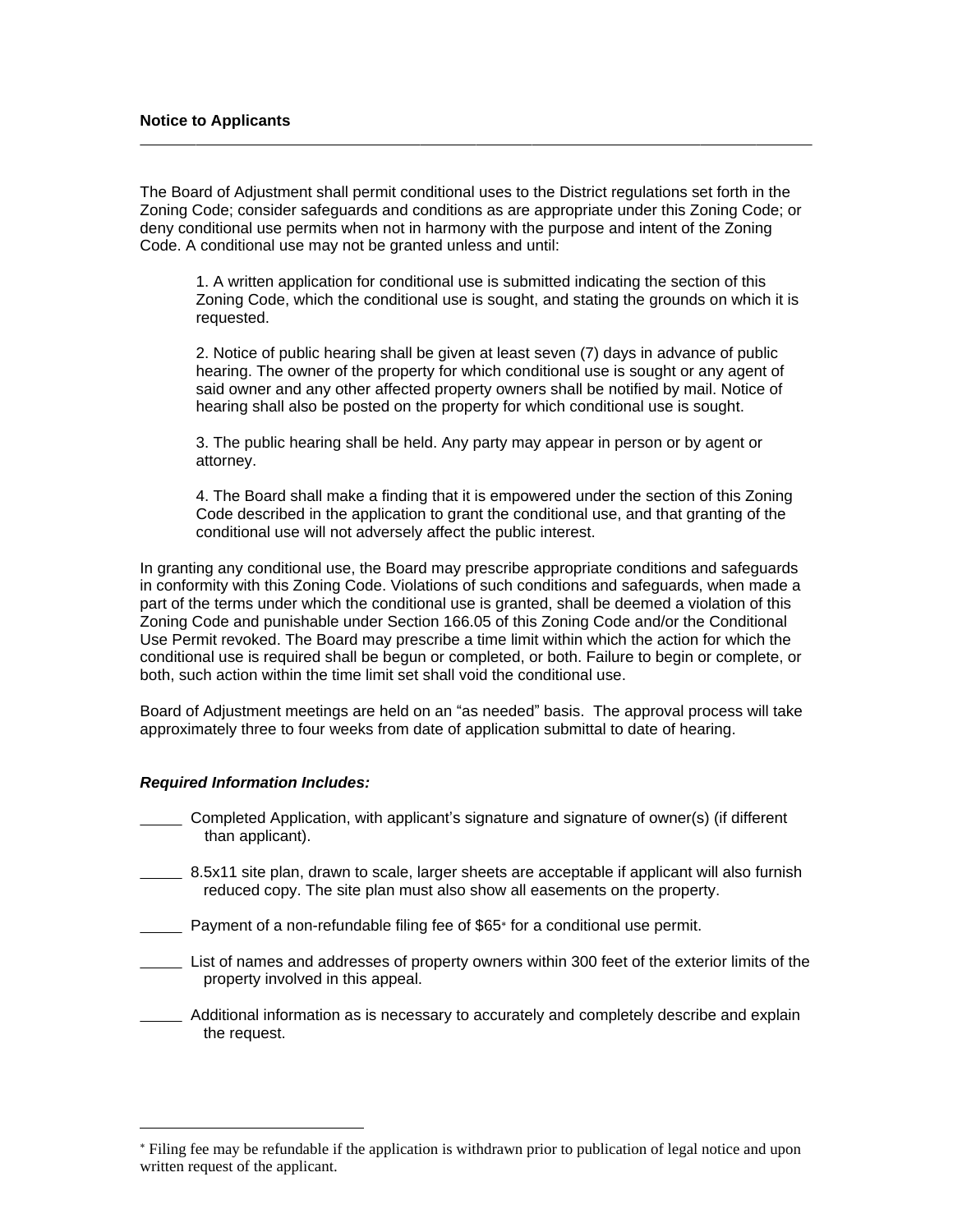**Notice to Applicants**

---

The Board of Adjustment shall permit conditional uses to the District regulations set forth in the Zoning Code; consider safeguards and conditions as are appropriate under this Zoning Code; or deny conditional use permits when not in harmony with the purpose and intent of the Zoning Code. A conditional use may not be granted unless and until:

> 1. A written application for conditional use is submitted indicating the section of this Zoning Code, which the conditional use is sought, and stating the grounds on which it is requested.
>
> 2. Notice of public hearing shall be given at least seven (7) days in advance of public hearing. The owner of the property for which conditional use is sought or any agent of said owner and any other affected property owners shall be notified by mail. Notice of hearing shall also be posted on the property for which conditional use is sought.
>
> 3. The public hearing shall be held. Any party may appear in person or by agent or attorney.
>
> 4. The Board shall make a finding that it is empowered under the section of this Zoning Code described in the application to grant the conditional use, and that granting of the conditional use will not adversely affect the public interest.

In granting any conditional use, the Board may prescribe appropriate conditions and safeguards in conformity with this Zoning Code. Violations of such conditions and safeguards, when made a part of the terms under which the conditional use is granted, shall be deemed a violation of this Zoning Code and punishable under Section 166.05 of this Zoning Code and/or the Conditional Use Permit revoked. The Board may prescribe a time limit within which the action for which the conditional use is required shall be begun or completed, or both. Failure to begin or complete, or both, such action within the time limit set shall void the conditional use.

Board of Adjustment meetings are held on an "as needed" basis. The approval process will take approximately three to four weeks from date of application submittal to date of hearing.

***Required Information Includes:***

_____ Completed Application, with applicant's signature and signature of owner(s) (if different than applicant).

_____ 8.5x11 site plan, drawn to scale, larger sheets are acceptable if applicant will also furnish reduced copy. The site plan must also show all easements on the property.

_____ Payment of a non-refundable filing fee of $65* for a conditional use permit.

_____ List of names and addresses of property owners within 300 feet of the exterior limits of the property involved in this appeal.

_____ Additional information as is necessary to accurately and completely describe and explain the request.

---

* Filing fee may be refundable if the application is withdrawn prior to publication of legal notice and upon written request of the applicant.